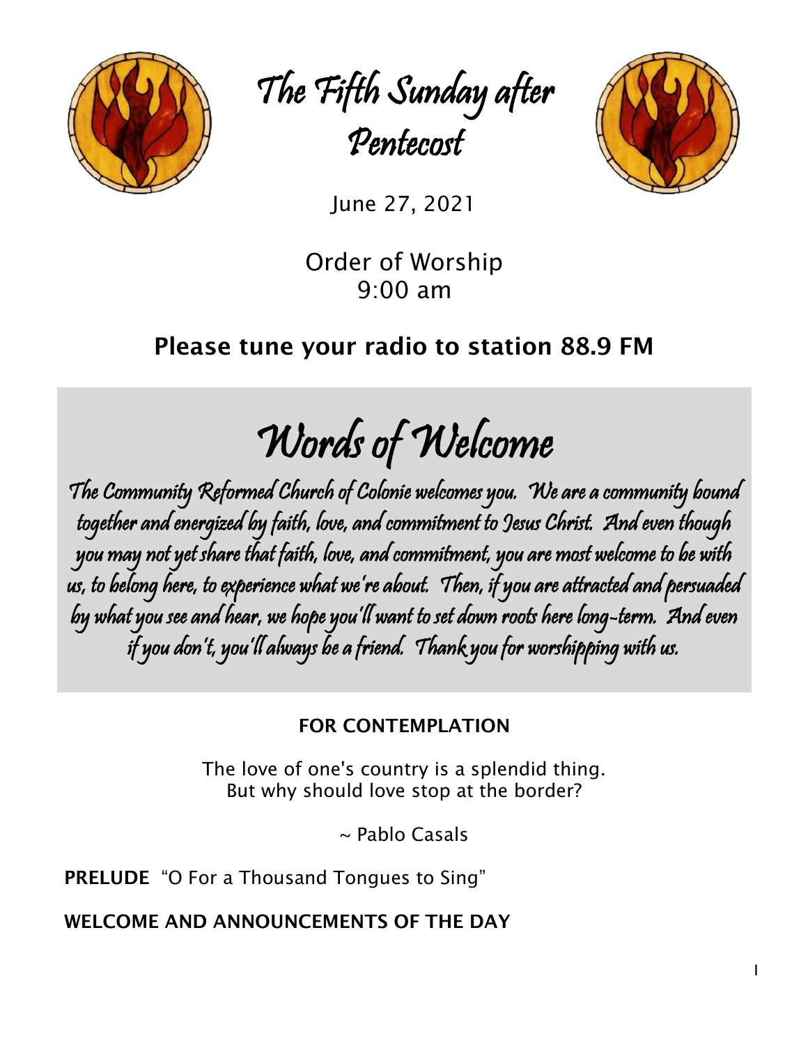# The Fifth Sunday after Pentecost

June 27, 2021

Order of Worship
9:00 am

**Please tune your radio to station 88.9 FM**

## Words of Welcome

The Community Reformed Church of Colonie welcomes you. We are a community bound together and energized by faith, love, and commitment to Jesus Christ. And even though you may not yet share that faith, love, and commitment, you are most welcome to be with us, to belong here, to experience what we're about. Then, if you are attracted and persuaded by what you see and hear, we hope you'll want to set down roots here long-term. And even if you don't, you'll always be a friend. Thank you for worshipping with us.

**FOR CONTEMPLATION**

The love of one's country is a splendid thing.
But why should love stop at the border?

~ Pablo Casals

**PRELUDE** "O For a Thousand Tongues to Sing"

**WELCOME AND ANNOUNCEMENTS OF THE DAY**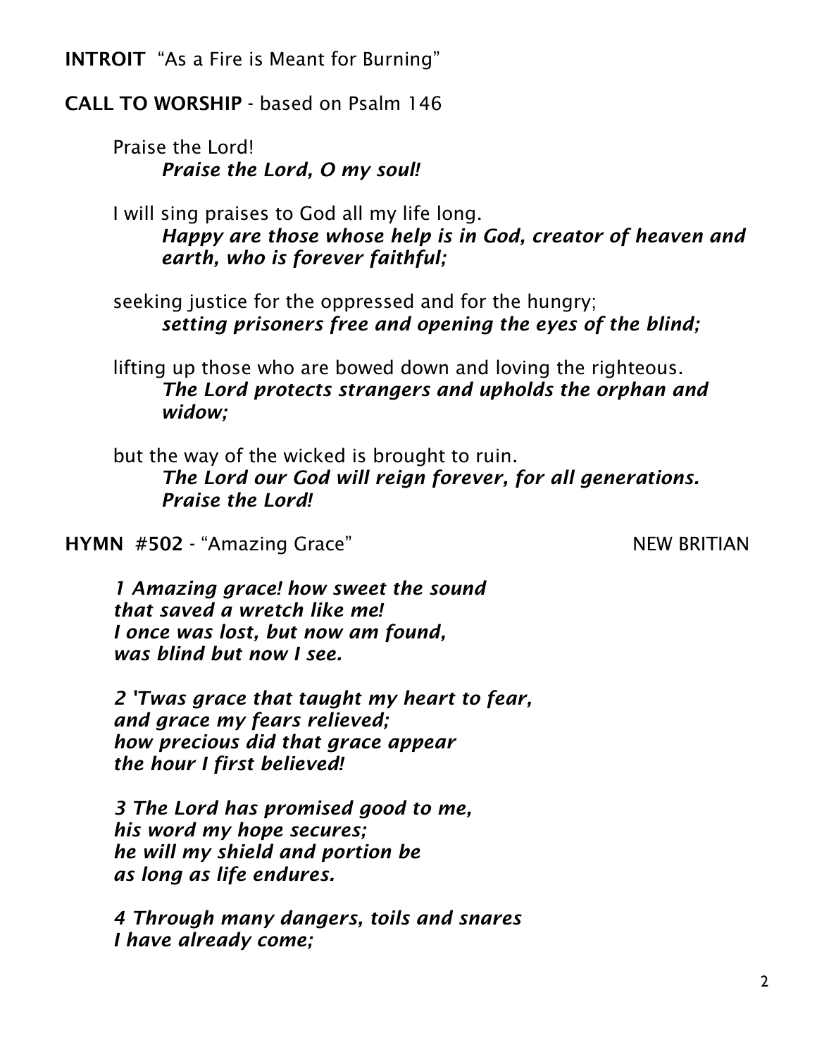**INTROIT** "As a Fire is Meant for Burning"

**CALL TO WORSHIP** - based on Psalm 146

Praise the Lord!
***Praise the Lord, O my soul!***

I will sing praises to God all my life long.
***Happy are those whose help is in God, creator of heaven and earth, who is forever faithful;***

seeking justice for the oppressed and for the hungry;
***setting prisoners free and opening the eyes of the blind;***

lifting up those who are bowed down and loving the righteous.
***The Lord protects strangers and upholds the orphan and widow;***

but the way of the wicked is brought to ruin.
***The Lord our God will reign forever, for all generations. Praise the Lord!***

**HYMN** **#502** - "Amazing Grace" NEW BRITIAN

***1 Amazing grace! how sweet the sound***
***that saved a wretch like me!***
***I once was lost, but now am found,***
***was blind but now I see.***

***2 'Twas grace that taught my heart to fear,***
***and grace my fears relieved;***
***how precious did that grace appear***
***the hour I first believed!***

***3 The Lord has promised good to me,***
***his word my hope secures;***
***he will my shield and portion be***
***as long as life endures.***

***4 Through many dangers, toils and snares***
***I have already come;***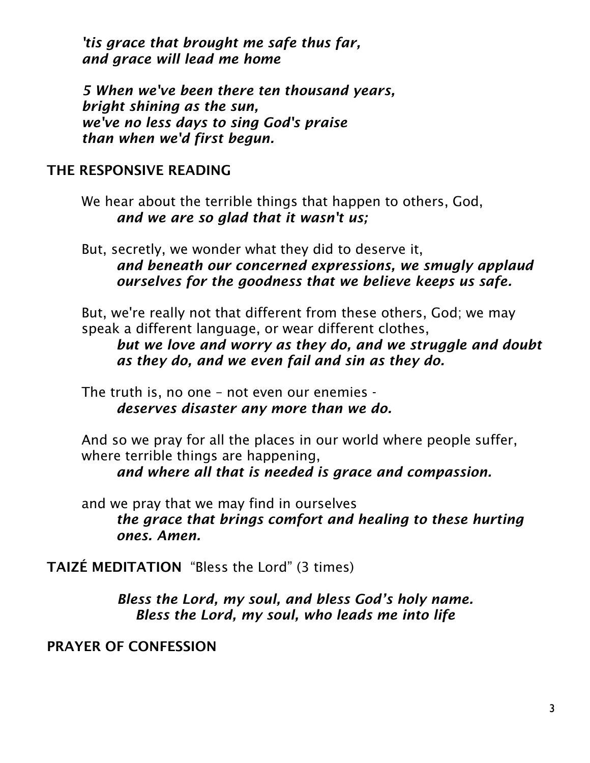*'tis grace that brought me safe thus far,*
*and grace will lead me home*

*5 When we've been there ten thousand years,*
*bright shining as the sun,*
*we've no less days to sing God's praise*
*than when we'd first begun.*

**THE RESPONSIVE READING**

We hear about the terrible things that happen to others, God,
***and we are so glad that it wasn't us;***

But, secretly, we wonder what they did to deserve it,
***and beneath our concerned expressions, we smugly applaud ourselves for the goodness that we believe keeps us safe.***

But, we're really not that different from these others, God; we may speak a different language, or wear different clothes,
***but we love and worry as they do, and we struggle and doubt as they do, and we even fail and sin as they do.***

The truth is, no one – not even our enemies -
***deserves disaster any more than we do.***

And so we pray for all the places in our world where people suffer, where terrible things are happening,
***and where all that is needed is grace and compassion.***

and we pray that we may find in ourselves
***the grace that brings comfort and healing to these hurting ones. Amen.***

**TAIZÉ MEDITATION** "Bless the Lord" (3 times)

***Bless the Lord, my soul, and bless God's holy name.***
***Bless the Lord, my soul, who leads me into life***

**PRAYER OF CONFESSION**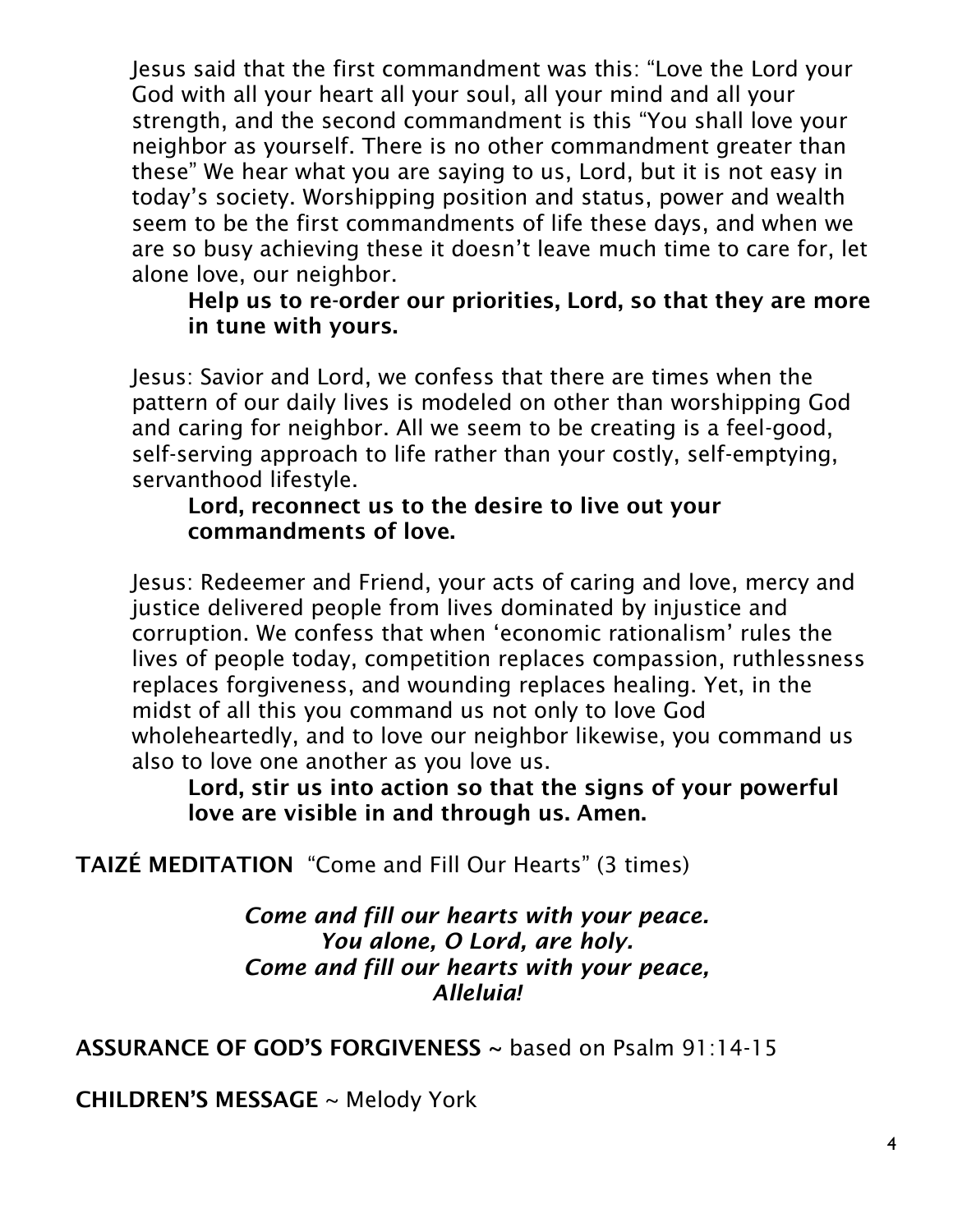Jesus said that the first commandment was this: "Love the Lord your God with all your heart all your soul, all your mind and all your strength, and the second commandment is this "You shall love your neighbor as yourself. There is no other commandment greater than these" We hear what you are saying to us, Lord, but it is not easy in today's society. Worshipping position and status, power and wealth seem to be the first commandments of life these days, and when we are so busy achieving these it doesn't leave much time to care for, let alone love, our neighbor.

> **Help us to re-order our priorities, Lord, so that they are more in tune with yours.**

Jesus: Savior and Lord, we confess that there are times when the pattern of our daily lives is modeled on other than worshipping God and caring for neighbor. All we seem to be creating is a feel-good, self-serving approach to life rather than your costly, self-emptying, servanthood lifestyle.

> **Lord, reconnect us to the desire to live out your commandments of love.**

Jesus: Redeemer and Friend, your acts of caring and love, mercy and justice delivered people from lives dominated by injustice and corruption. We confess that when 'economic rationalism' rules the lives of people today, competition replaces compassion, ruthlessness replaces forgiveness, and wounding replaces healing. Yet, in the midst of all this you command us not only to love God wholeheartedly, and to love our neighbor likewise, you command us also to love one another as you love us.

> **Lord, stir us into action so that the signs of your powerful love are visible in and through us. Amen.**

**TAIZÉ MEDITATION** "Come and Fill Our Hearts" (3 times)

***Come and fill our hearts with your peace.***
***You alone, O Lord, are holy.***
***Come and fill our hearts with your peace,***
***Alleluia!***

**ASSURANCE OF GOD'S FORGIVENESS** ~ based on Psalm 91:14-15

**CHILDREN'S MESSAGE** ~ Melody York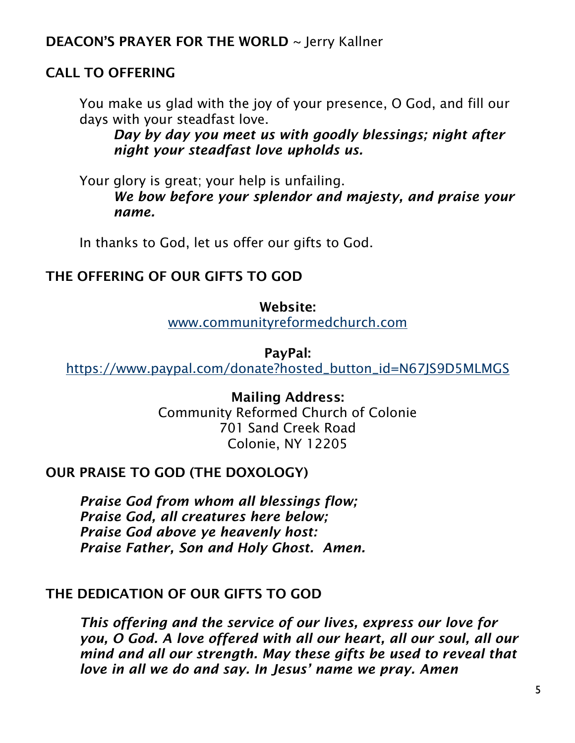**DEACON'S PRAYER FOR THE WORLD** ~ Jerry Kallner

**CALL TO OFFERING**

You make us glad with the joy of your presence, O God, and fill our days with your steadfast love.

***Day by day you meet us with goodly blessings; night after night your steadfast love upholds us.***

Your glory is great; your help is unfailing.

***We bow before your splendor and majesty, and praise your name.***

In thanks to God, let us offer our gifts to God.

**THE OFFERING OF OUR GIFTS TO GOD**

**Website:**
www.communityreformedchurch.com

**PayPal:**
https://www.paypal.com/donate?hosted_button_id=N67JS9D5MLMGS

**Mailing Address:**
Community Reformed Church of Colonie
701 Sand Creek Road
Colonie, NY 12205

**OUR PRAISE TO GOD (THE DOXOLOGY)**

***Praise God from whom all blessings flow;***
***Praise God, all creatures here below;***
***Praise God above ye heavenly host:***
***Praise Father, Son and Holy Ghost. Amen.***

**THE DEDICATION OF OUR GIFTS TO GOD**

***This offering and the service of our lives, express our love for you, O God. A love offered with all our heart, all our soul, all our mind and all our strength. May these gifts be used to reveal that love in all we do and say. In Jesus' name we pray. Amen***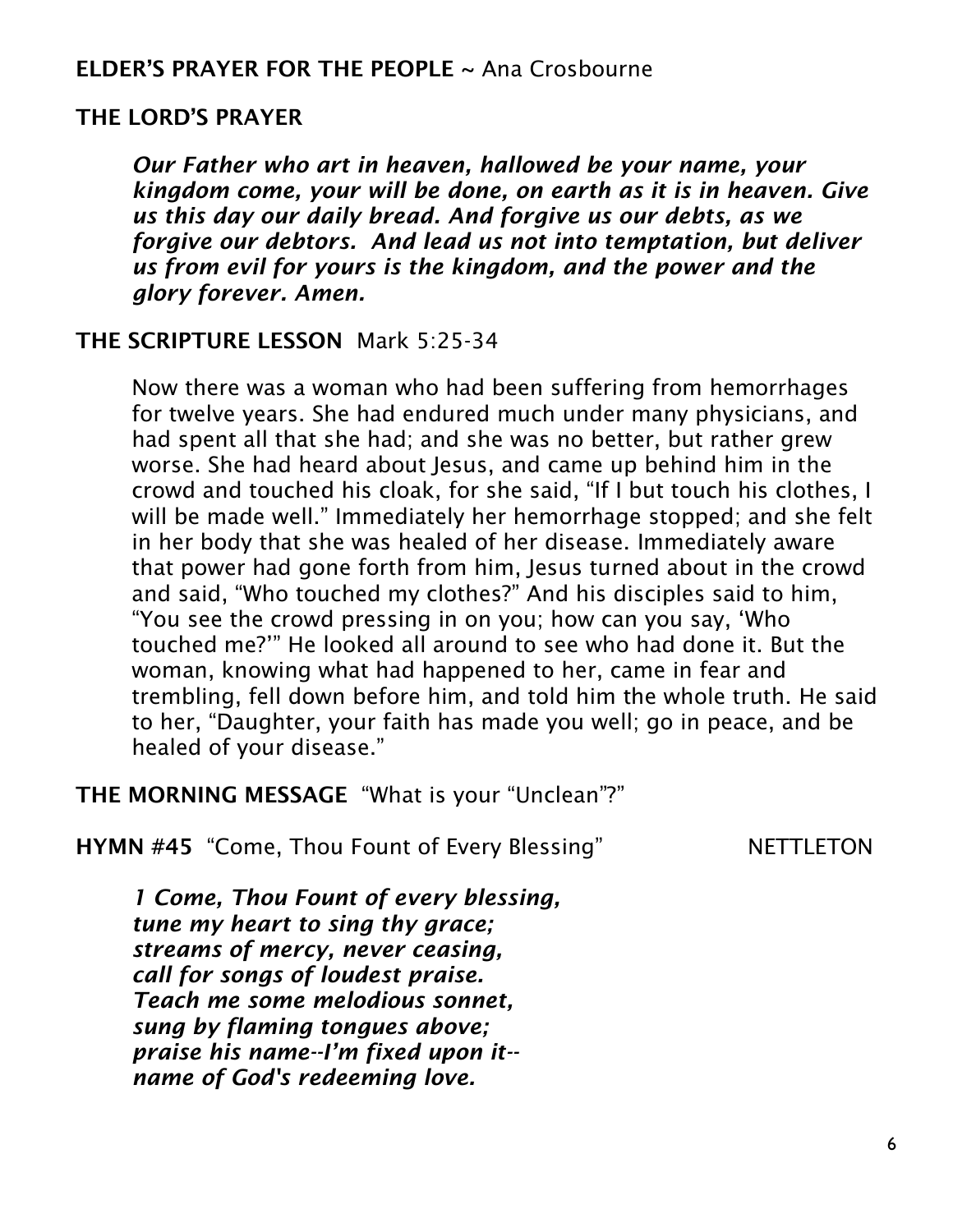**ELDER'S PRAYER FOR THE PEOPLE** ~ Ana Crosbourne

**THE LORD'S PRAYER**

***Our Father who art in heaven, hallowed be your name, your kingdom come, your will be done, on earth as it is in heaven. Give us this day our daily bread. And forgive us our debts, as we forgive our debtors. And lead us not into temptation, but deliver us from evil for yours is the kingdom, and the power and the glory forever. Amen.***

**THE SCRIPTURE LESSON** Mark 5:25-34

Now there was a woman who had been suffering from hemorrhages for twelve years. She had endured much under many physicians, and had spent all that she had; and she was no better, but rather grew worse. She had heard about Jesus, and came up behind him in the crowd and touched his cloak, for she said, "If I but touch his clothes, I will be made well." Immediately her hemorrhage stopped; and she felt in her body that she was healed of her disease. Immediately aware that power had gone forth from him, Jesus turned about in the crowd and said, "Who touched my clothes?" And his disciples said to him, "You see the crowd pressing in on you; how can you say, 'Who touched me?'" He looked all around to see who had done it. But the woman, knowing what had happened to her, came in fear and trembling, fell down before him, and told him the whole truth. He said to her, "Daughter, your faith has made you well; go in peace, and be healed of your disease."

**THE MORNING MESSAGE** "What is your "Unclean"?"

**HYMN** #45 "Come, Thou Fount of Every Blessing" NETTLETON

***1 Come, Thou Fount of every blessing,***
***tune my heart to sing thy grace;***
***streams of mercy, never ceasing,***
***call for songs of loudest praise.***
***Teach me some melodious sonnet,***
***sung by flaming tongues above;***
***praise his name--I'm fixed upon it--***
***name of God's redeeming love.***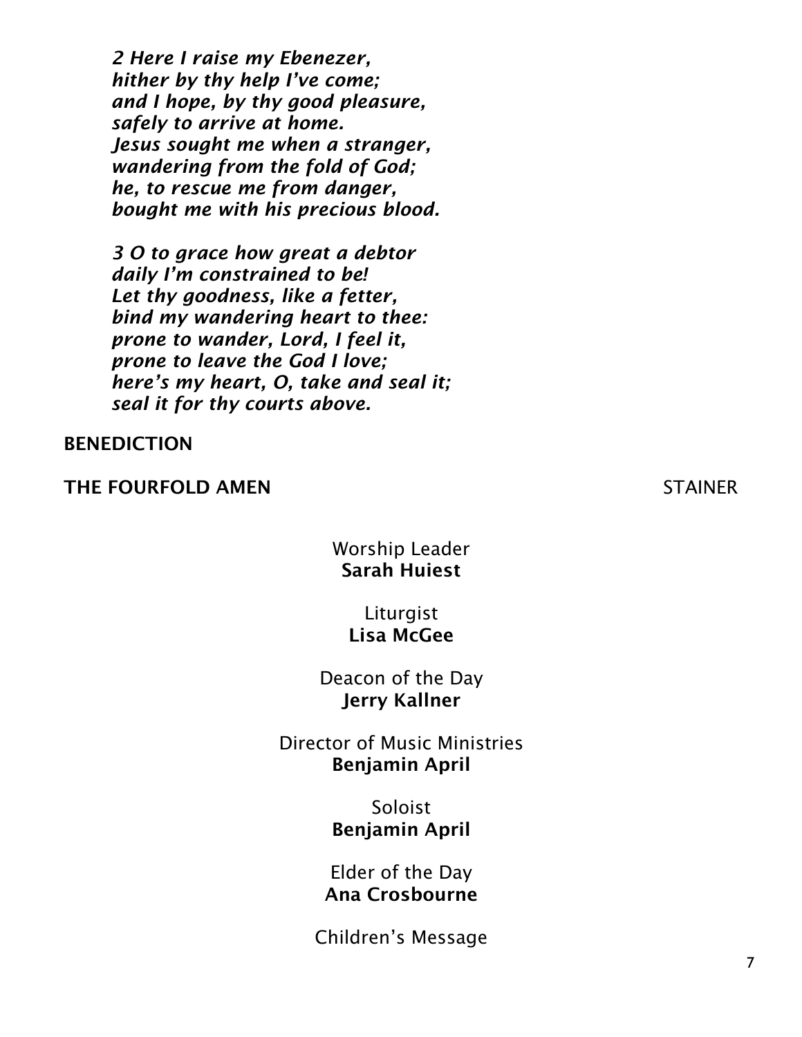*2 Here I raise my Ebenezer,*
*hither by thy help I've come;*
*and I hope, by thy good pleasure,*
*safely to arrive at home.*
*Jesus sought me when a stranger,*
*wandering from the fold of God;*
*he, to rescue me from danger,*
*bought me with his precious blood.*

*3 O to grace how great a debtor*
*daily I'm constrained to be!*
*Let thy goodness, like a fetter,*
*bind my wandering heart to thee:*
*prone to wander, Lord, I feel it,*
*prone to leave the God I love;*
*here's my heart, O, take and seal it;*
*seal it for thy courts above.*

**BENEDICTION**

**THE FOURFOLD AMEN** STAINER

Worship Leader
**Sarah Huiest**

Liturgist
**Lisa McGee**

Deacon of the Day
**Jerry Kallner**

Director of Music Ministries
**Benjamin April**

Soloist
**Benjamin April**

Elder of the Day
**Ana Crosbourne**

Children's Message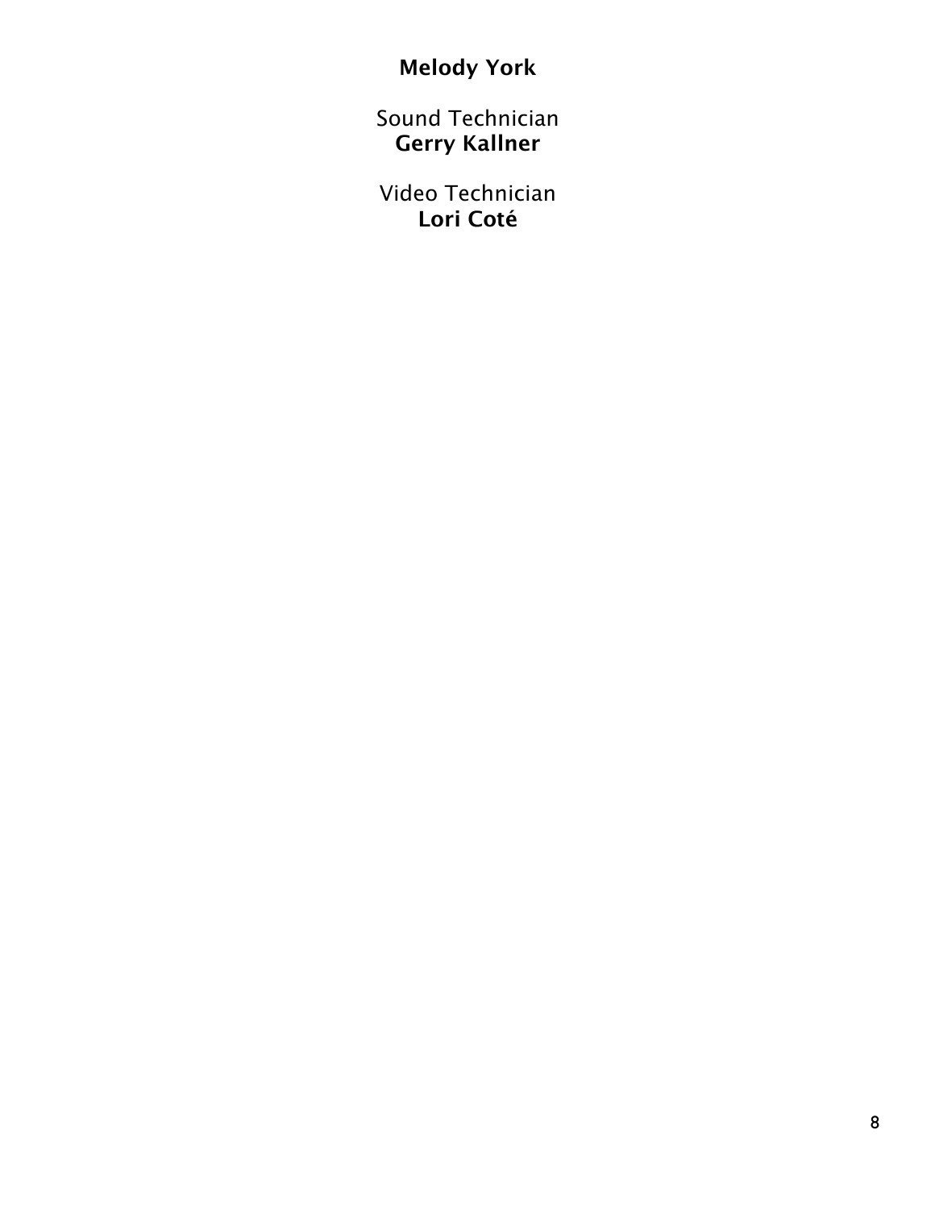**Melody York**

Sound Technician
**Gerry Kallner**

Video Technician
**Lori Coté**